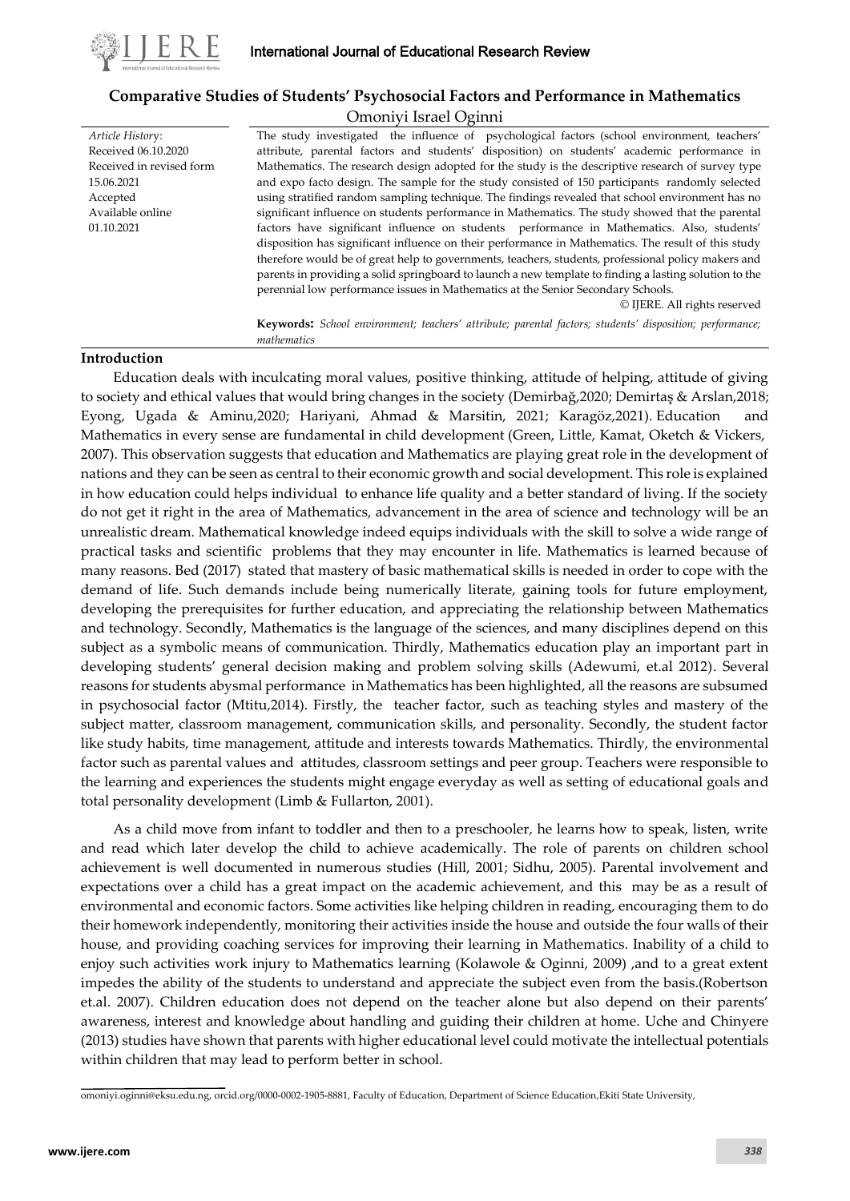# Comparative Studies of Students' Psychosocial Factors and Performance in Mathematics

Omoniyi Israel Oginni

| | |
|---|---|
| *Article History*:<br>Received 06.10.2020<br>Received in revised form 15.06.2021<br>Accepted<br>Available online 01.10.2021 | The study investigated the influence of psychological factors (school environment, teachers' attribute, parental factors and students' disposition) on students' academic performance in Mathematics. The research design adopted for the study is the descriptive research of survey type and expo facto design. The sample for the study consisted of 150 participants randomly selected using stratified random sampling technique. The findings revealed that school environment has no significant influence on students performance in Mathematics. The study showed that the parental factors have significant influence on students performance in Mathematics. Also, students' disposition has significant influence on their performance in Mathematics. The result of this study therefore would be of great help to governments, teachers, students, professional policy makers and parents in providing a solid springboard to launch a new template to finding a lasting solution to the perennial low performance issues in Mathematics at the Senior Secondary Schools.<br>© IJERE. All rights reserved<br>**Keywords:** *School environment; teachers' attribute; parental factors; students' disposition; performance; mathematics* |

## Introduction

Education deals with inculcating moral values, positive thinking, attitude of helping, attitude of giving to society and ethical values that would bring changes in the society (Demirbağ,2020; Demirtaş & Arslan,2018; Eyong, Ugada & Aminu,2020; Hariyani, Ahmad & Marsitin, 2021; Karagöz,2021). Education and Mathematics in every sense are fundamental in child development (Green, Little, Kamat, Oketch & Vickers, 2007). This observation suggests that education and Mathematics are playing great role in the development of nations and they can be seen as central to their economic growth and social development. This role is explained in how education could helps individual to enhance life quality and a better standard of living. If the society do not get it right in the area of Mathematics, advancement in the area of science and technology will be an unrealistic dream. Mathematical knowledge indeed equips individuals with the skill to solve a wide range of practical tasks and scientific problems that they may encounter in life. Mathematics is learned because of many reasons. Bed (2017) stated that mastery of basic mathematical skills is needed in order to cope with the demand of life. Such demands include being numerically literate, gaining tools for future employment, developing the prerequisites for further education, and appreciating the relationship between Mathematics and technology. Secondly, Mathematics is the language of the sciences, and many disciplines depend on this subject as a symbolic means of communication. Thirdly, Mathematics education play an important part in developing students' general decision making and problem solving skills (Adewumi, et.al 2012). Several reasons for students abysmal performance in Mathematics has been highlighted, all the reasons are subsumed in psychosocial factor (Mtitu,2014). Firstly, the teacher factor, such as teaching styles and mastery of the subject matter, classroom management, communication skills, and personality. Secondly, the student factor like study habits, time management, attitude and interests towards Mathematics. Thirdly, the environmental factor such as parental values and attitudes, classroom settings and peer group. Teachers were responsible to the learning and experiences the students might engage everyday as well as setting of educational goals and total personality development (Limb & Fullarton, 2001).

As a child move from infant to toddler and then to a preschooler, he learns how to speak, listen, write and read which later develop the child to achieve academically. The role of parents on children school achievement is well documented in numerous studies (Hill, 2001; Sidhu, 2005). Parental involvement and expectations over a child has a great impact on the academic achievement, and this may be as a result of environmental and economic factors. Some activities like helping children in reading, encouraging them to do their homework independently, monitoring their activities inside the house and outside the four walls of their house, and providing coaching services for improving their learning in Mathematics. Inability of a child to enjoy such activities work injury to Mathematics learning (Kolawole & Oginni, 2009) ,and to a great extent impedes the ability of the students to understand and appreciate the subject even from the basis.(Robertson et.al. 2007). Children education does not depend on the teacher alone but also depend on their parents' awareness, interest and knowledge about handling and guiding their children at home. Uche and Chinyere (2013) studies have shown that parents with higher educational level could motivate the intellectual potentials within children that may lead to perform better in school.

omoniyi.oginni@eksu.edu.ng, orcid.org/0000-0002-1905-8881, Faculty of Education, Department of Science Education,Ekiti State University,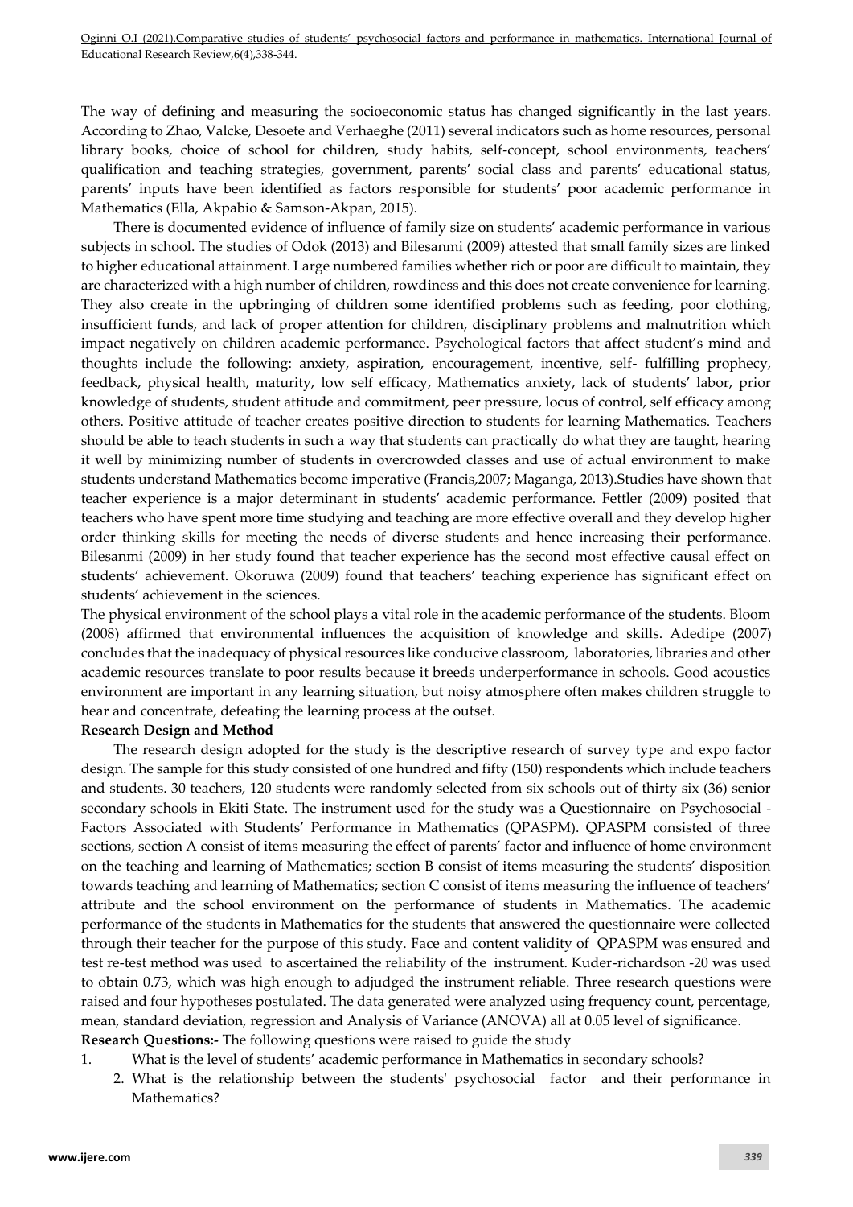The way of defining and measuring the socioeconomic status has changed significantly in the last years. According to Zhao, Valcke, Desoete and Verhaeghe (2011) several indicators such as home resources, personal library books, choice of school for children, study habits, self-concept, school environments, teachers' qualification and teaching strategies, government, parents' social class and parents' educational status, parents' inputs have been identified as factors responsible for students' poor academic performance in Mathematics (Ella, Akpabio & Samson-Akpan, 2015).

There is documented evidence of influence of family size on students' academic performance in various subjects in school. The studies of Odok (2013) and Bilesanmi (2009) attested that small family sizes are linked to higher educational attainment. Large numbered families whether rich or poor are difficult to maintain, they are characterized with a high number of children, rowdiness and this does not create convenience for learning. They also create in the upbringing of children some identified problems such as feeding, poor clothing, insufficient funds, and lack of proper attention for children, disciplinary problems and malnutrition which impact negatively on children academic performance. Psychological factors that affect student's mind and thoughts include the following: anxiety, aspiration, encouragement, incentive, self- fulfilling prophecy, feedback, physical health, maturity, low self efficacy, Mathematics anxiety, lack of students' labor, prior knowledge of students, student attitude and commitment, peer pressure, locus of control, self efficacy among others. Positive attitude of teacher creates positive direction to students for learning Mathematics. Teachers should be able to teach students in such a way that students can practically do what they are taught, hearing it well by minimizing number of students in overcrowded classes and use of actual environment to make students understand Mathematics become imperative (Francis,2007; Maganga, 2013).Studies have shown that teacher experience is a major determinant in students' academic performance. Fettler (2009) posited that teachers who have spent more time studying and teaching are more effective overall and they develop higher order thinking skills for meeting the needs of diverse students and hence increasing their performance. Bilesanmi (2009) in her study found that teacher experience has the second most effective causal effect on students' achievement. Okoruwa (2009) found that teachers' teaching experience has significant effect on students' achievement in the sciences.

The physical environment of the school plays a vital role in the academic performance of the students. Bloom (2008) affirmed that environmental influences the acquisition of knowledge and skills. Adedipe (2007) concludes that the inadequacy of physical resources like conducive classroom, laboratories, libraries and other academic resources translate to poor results because it breeds underperformance in schools. Good acoustics environment are important in any learning situation, but noisy atmosphere often makes children struggle to hear and concentrate, defeating the learning process at the outset.

**Research Design and Method**

The research design adopted for the study is the descriptive research of survey type and expo factor design. The sample for this study consisted of one hundred and fifty (150) respondents which include teachers and students. 30 teachers, 120 students were randomly selected from six schools out of thirty six (36) senior secondary schools in Ekiti State. The instrument used for the study was a Questionnaire on Psychosocial - Factors Associated with Students' Performance in Mathematics (QPASPM). QPASPM consisted of three sections, section A consist of items measuring the effect of parents' factor and influence of home environment on the teaching and learning of Mathematics; section B consist of items measuring the students' disposition towards teaching and learning of Mathematics; section C consist of items measuring the influence of teachers' attribute and the school environment on the performance of students in Mathematics. The academic performance of the students in Mathematics for the students that answered the questionnaire were collected through their teacher for the purpose of this study. Face and content validity of QPASPM was ensured and test re-test method was used to ascertained the reliability of the instrument. Kuder-richardson -20 was used to obtain 0.73, which was high enough to adjudged the instrument reliable. Three research questions were raised and four hypotheses postulated. The data generated were analyzed using frequency count, percentage, mean, standard deviation, regression and Analysis of Variance (ANOVA) all at 0.05 level of significance.

**Research Questions:-** The following questions were raised to guide the study

1. What is the level of students' academic performance in Mathematics in secondary schools?
2. What is the relationship between the students' psychosocial factor and their performance in Mathematics?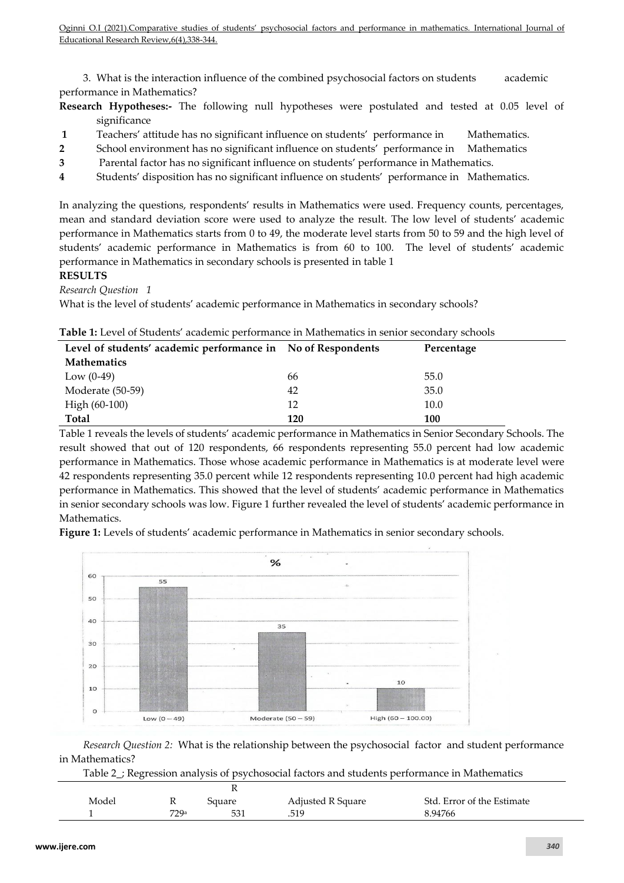3. What is the interaction influence of the combined psychosocial factors on students academic performance in Mathematics?

**Research Hypotheses:-** The following null hypotheses were postulated and tested at 0.05 level of significance

1. Teachers' attitude has no significant influence on students' performance in Mathematics.
2. School environment has no significant influence on students' performance in Mathematics
3. Parental factor has no significant influence on students' performance in Mathematics.
4. Students' disposition has no significant influence on students' performance in Mathematics.

In analyzing the questions, respondents' results in Mathematics were used. Frequency counts, percentages, mean and standard deviation score were used to analyze the result. The low level of students' academic performance in Mathematics starts from 0 to 49, the moderate level starts from 50 to 59 and the high level of students' academic performance in Mathematics is from 60 to 100. The level of students' academic performance in Mathematics in secondary schools is presented in table 1

## RESULTS

*Research Question 1*

What is the level of students' academic performance in Mathematics in secondary schools?

**Table 1:** Level of Students' academic performance in Mathematics in senior secondary schools

| Level of students' academic performance in Mathematics | No of Respondents | Percentage |
|---|---|---|
| Low (0-49) | 66 | 55.0 |
| Moderate (50-59) | 42 | 35.0 |
| High (60-100) | 12 | 10.0 |
| **Total** | **120** | **100** |

Table 1 reveals the levels of students' academic performance in Mathematics in Senior Secondary Schools. The result showed that out of 120 respondents, 66 respondents representing 55.0 percent had low academic performance in Mathematics. Those whose academic performance in Mathematics is at moderate level were 42 respondents representing 35.0 percent while 12 respondents representing 10.0 percent had high academic performance in Mathematics. This showed that the level of students' academic performance in Mathematics in senior secondary schools was low. Figure 1 further revealed the level of students' academic performance in Mathematics.

**Figure 1:** Levels of students' academic performance in Mathematics in senior secondary schools.

*Research Question 2:* What is the relationship between the psychosocial factor and student performance in Mathematics?

Table 2_; Regression analysis of psychosocial factors and students performance in Mathematics

| Model | R | R Square | Adjusted R Square | Std. Error of the Estimate |
|---|---|---|---|---|
| 1 | 729[a] | 531 | .519 | 8.94766 |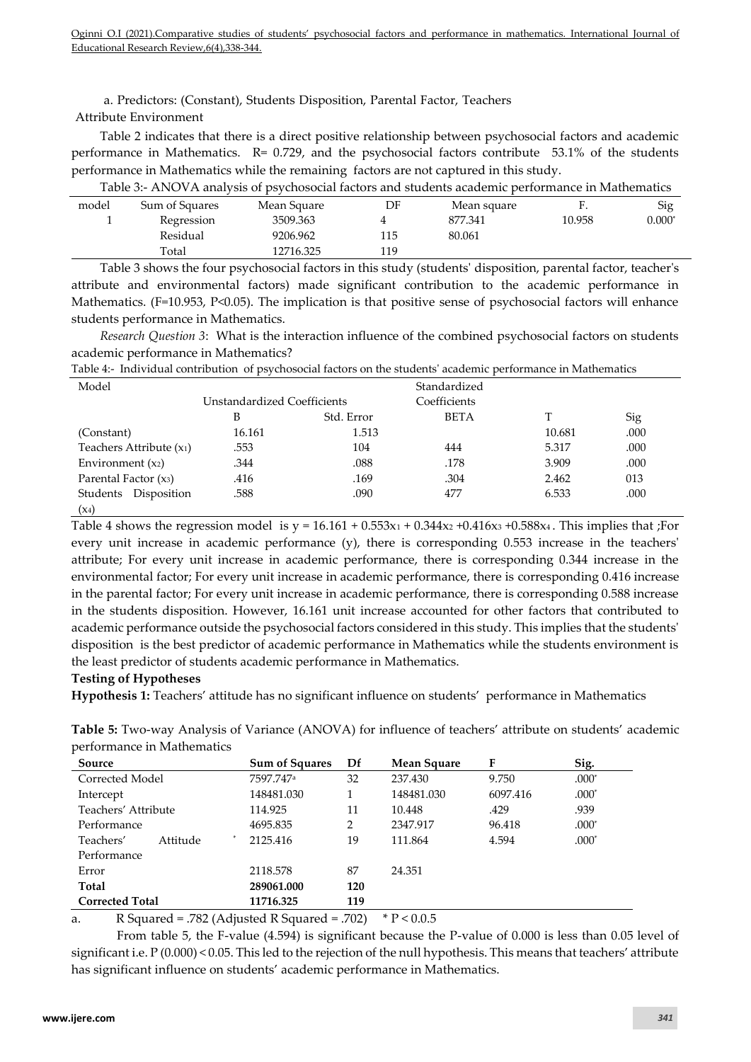a. Predictors: (Constant), Students Disposition, Parental Factor, Teachers Attribute Environment

Table 2 indicates that there is a direct positive relationship between psychosocial factors and academic performance in Mathematics. R= 0.729, and the psychosocial factors contribute 53.1% of the students performance in Mathematics while the remaining factors are not captured in this study.

Table 3:- ANOVA analysis of psychosocial factors and students academic performance in Mathematics

| model | Sum of Squares | Mean Square | DF | Mean square | F. | Sig |
|---|---|---|---|---|---|---|
| 1 | Regression | 3509.363 | 4 | 877.341 | 10.958 | 0.000* |
| | Residual | 9206.962 | 115 | 80.061 | | |
| | Total | 12716.325 | 119 | | | |

Table 3 shows the four psychosocial factors in this study (students' disposition, parental factor, teacher's attribute and environmental factors) made significant contribution to the academic performance in Mathematics. (F=10.953, P<0.05). The implication is that positive sense of psychosocial factors will enhance students performance in Mathematics.

*Research Question 3*: What is the interaction influence of the combined psychosocial factors on students academic performance in Mathematics?

Table 4:- Individual contribution of psychosocial factors on the students' academic performance in Mathematics

| Model | Unstandardized Coefficients | | Standardized Coefficients | | |
|---|---|---|---|---|---|
| | B | Std. Error | BETA | T | Sig |
| (Constant) | 16.161 | 1.513 | | 10.681 | .000 |
| Teachers Attribute ($x_1$) | .553 | 104 | 444 | 5.317 | .000 |
| Environment ($x_2$) | .344 | .088 | .178 | 3.909 | .000 |
| Parental Factor ($x_3$) | .416 | .169 | .304 | 2.462 | 013 |
| Students Disposition ($x_4$) | .588 | .090 | 477 | 6.533 | .000 |

Table 4 shows the regression model is $y = 16.161 + 0.553x_1 + 0.344x_2 + 0.416x_3 + 0.588x_4$. This implies that ;For every unit increase in academic performance (y), there is corresponding 0.553 increase in the teachers' attribute; For every unit increase in academic performance, there is corresponding 0.344 increase in the environmental factor; For every unit increase in academic performance, there is corresponding 0.416 increase in the parental factor; For every unit increase in academic performance, there is corresponding 0.588 increase in the students disposition. However, 16.161 unit increase accounted for other factors that contributed to academic performance outside the psychosocial factors considered in this study. This implies that the students' disposition is the best predictor of academic performance in Mathematics while the students environment is the least predictor of students academic performance in Mathematics.

**Testing of Hypotheses**

**Hypothesis 1:** Teachers' attitude has no significant influence on students' performance in Mathematics

**Table 5:** Two-way Analysis of Variance (ANOVA) for influence of teachers' attribute on students' academic performance in Mathematics

| Source | Sum of Squares | Df | Mean Square | F | Sig. |
|---|---|---|---|---|---|
| Corrected Model | 7597.747[a] | 32 | 237.430 | 9.750 | .000* |
| Intercept | 148481.030 | 1 | 148481.030 | 6097.416 | .000* |
| Teachers' Attribute | 114.925 | 11 | 10.448 | .429 | .939 |
| Performance | 4695.835 | 2 | 2347.917 | 96.418 | .000* |
| Teachers' Attitude * Performance | 2125.416 | 19 | 111.864 | 4.594 | .000* |
| Error | 2118.578 | 87 | 24.351 | | |
| **Total** | **289061.000** | **120** | | | |
| **Corrected Total** | **11716.325** | **119** | | | |

a. R Squared = .782 (Adjusted R Squared = .702) * P < 0.0.5

From table 5, the F-value (4.594) is significant because the P-value of 0.000 is less than 0.05 level of significant i.e. P (0.000) < 0.05. This led to the rejection of the null hypothesis. This means that teachers' attribute has significant influence on students' academic performance in Mathematics.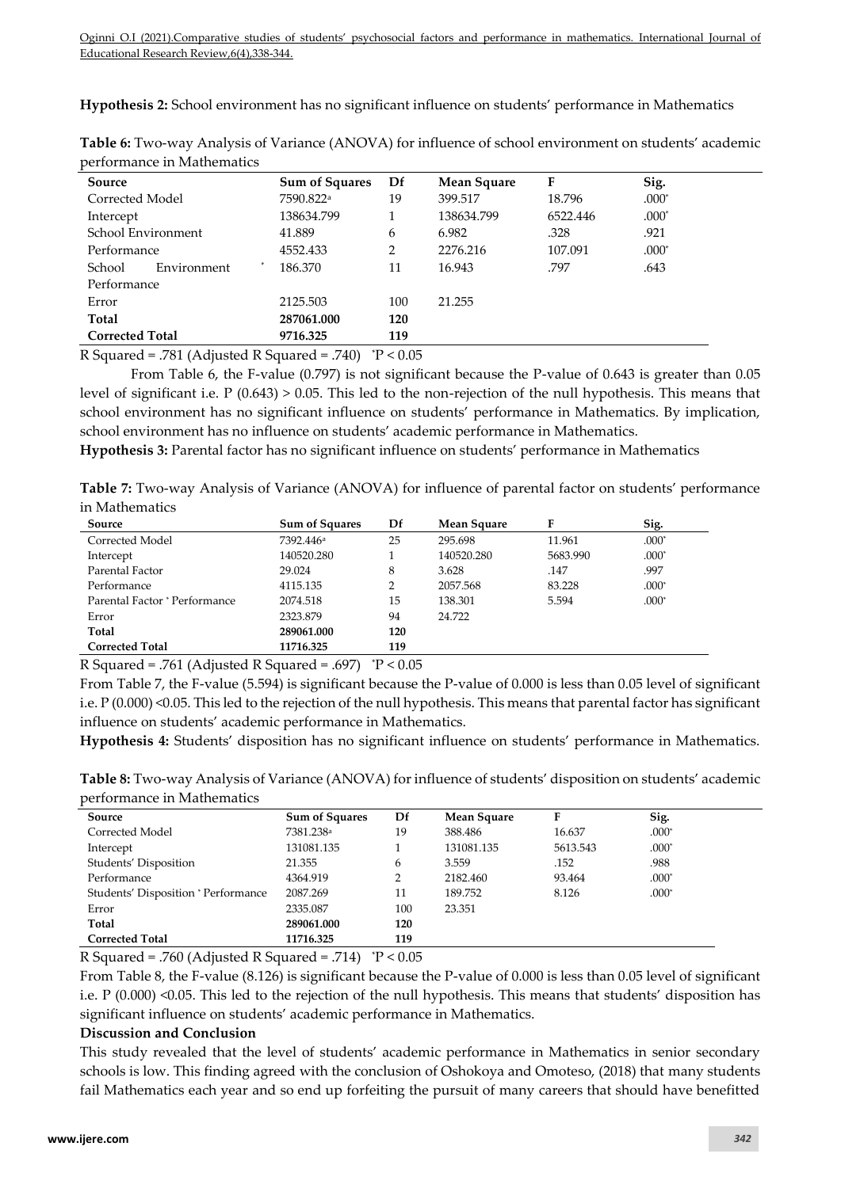**Hypothesis 2:** School environment has no significant influence on students' performance in Mathematics

**Table 6:** Two-way Analysis of Variance (ANOVA) for influence of school environment on students' academic performance in Mathematics

| Source | Sum of Squares | Df | Mean Square | F | Sig. |
|---|---|---|---|---|---|
| Corrected Model | 7590.822[a] | 19 | 399.517 | 18.796 | .000* |
| Intercept | 138634.799 | 1 | 138634.799 | 6522.446 | .000* |
| School Environment | 41.889 | 6 | 6.982 | .328 | .921 |
| Performance | 4552.433 | 2 | 2276.216 | 107.091 | .000* |
| School Environment * Performance | 186.370 | 11 | 16.943 | .797 | .643 |
| Error | 2125.503 | 100 | 21.255 | | |
| **Total** | **287061.000** | **120** | | | |
| **Corrected Total** | **9716.325** | **119** | | | |

R Squared = .781 (Adjusted R Squared = .740) *P < 0.05

From Table 6, the F-value (0.797) is not significant because the P-value of 0.643 is greater than 0.05 level of significant i.e. P (0.643) > 0.05. This led to the non-rejection of the null hypothesis. This means that school environment has no significant influence on students' performance in Mathematics. By implication, school environment has no influence on students' academic performance in Mathematics.

**Hypothesis 3:** Parental factor has no significant influence on students' performance in Mathematics

**Table 7:** Two-way Analysis of Variance (ANOVA) for influence of parental factor on students' performance in Mathematics

| Source | Sum of Squares | Df | Mean Square | F | Sig. |
|---|---|---|---|---|---|
| Corrected Model | 7392.446[a] | 25 | 295.698 | 11.961 | .000* |
| Intercept | 140520.280 | 1 | 140520.280 | 5683.990 | .000* |
| Parental Factor | 29.024 | 8 | 3.628 | .147 | .997 |
| Performance | 4115.135 | 2 | 2057.568 | 83.228 | .000* |
| Parental Factor * Performance | 2074.518 | 15 | 138.301 | 5.594 | .000* |
| Error | 2323.879 | 94 | 24.722 | | |
| **Total** | **289061.000** | **120** | | | |
| **Corrected Total** | **11716.325** | **119** | | | |

R Squared = .761 (Adjusted R Squared = .697) *P < 0.05

From Table 7, the F-value (5.594) is significant because the P-value of 0.000 is less than 0.05 level of significant i.e. P (0.000) <0.05. This led to the rejection of the null hypothesis. This means that parental factor has significant influence on students' academic performance in Mathematics.

**Hypothesis 4:** Students' disposition has no significant influence on students' performance in Mathematics.

**Table 8:** Two-way Analysis of Variance (ANOVA) for influence of students' disposition on students' academic performance in Mathematics

| Source | Sum of Squares | Df | Mean Square | F | Sig. |
|---|---|---|---|---|---|
| Corrected Model | 7381.238[a] | 19 | 388.486 | 16.637 | .000* |
| Intercept | 131081.135 | 1 | 131081.135 | 5613.543 | .000* |
| Students' Disposition | 21.355 | 6 | 3.559 | .152 | .988 |
| Performance | 4364.919 | 2 | 2182.460 | 93.464 | .000* |
| Students' Disposition * Performance | 2087.269 | 11 | 189.752 | 8.126 | .000* |
| Error | 2335.087 | 100 | 23.351 | | |
| **Total** | **289061.000** | **120** | | | |
| **Corrected Total** | **11716.325** | **119** | | | |

R Squared = .760 (Adjusted R Squared = .714) *P < 0.05

From Table 8, the F-value (8.126) is significant because the P-value of 0.000 is less than 0.05 level of significant i.e. P (0.000) <0.05. This led to the rejection of the null hypothesis. This means that students' disposition has significant influence on students' academic performance in Mathematics.

**Discussion and Conclusion**

This study revealed that the level of students' academic performance in Mathematics in senior secondary schools is low. This finding agreed with the conclusion of Oshokoya and Omoteso, (2018) that many students fail Mathematics each year and so end up forfeiting the pursuit of many careers that should have benefitted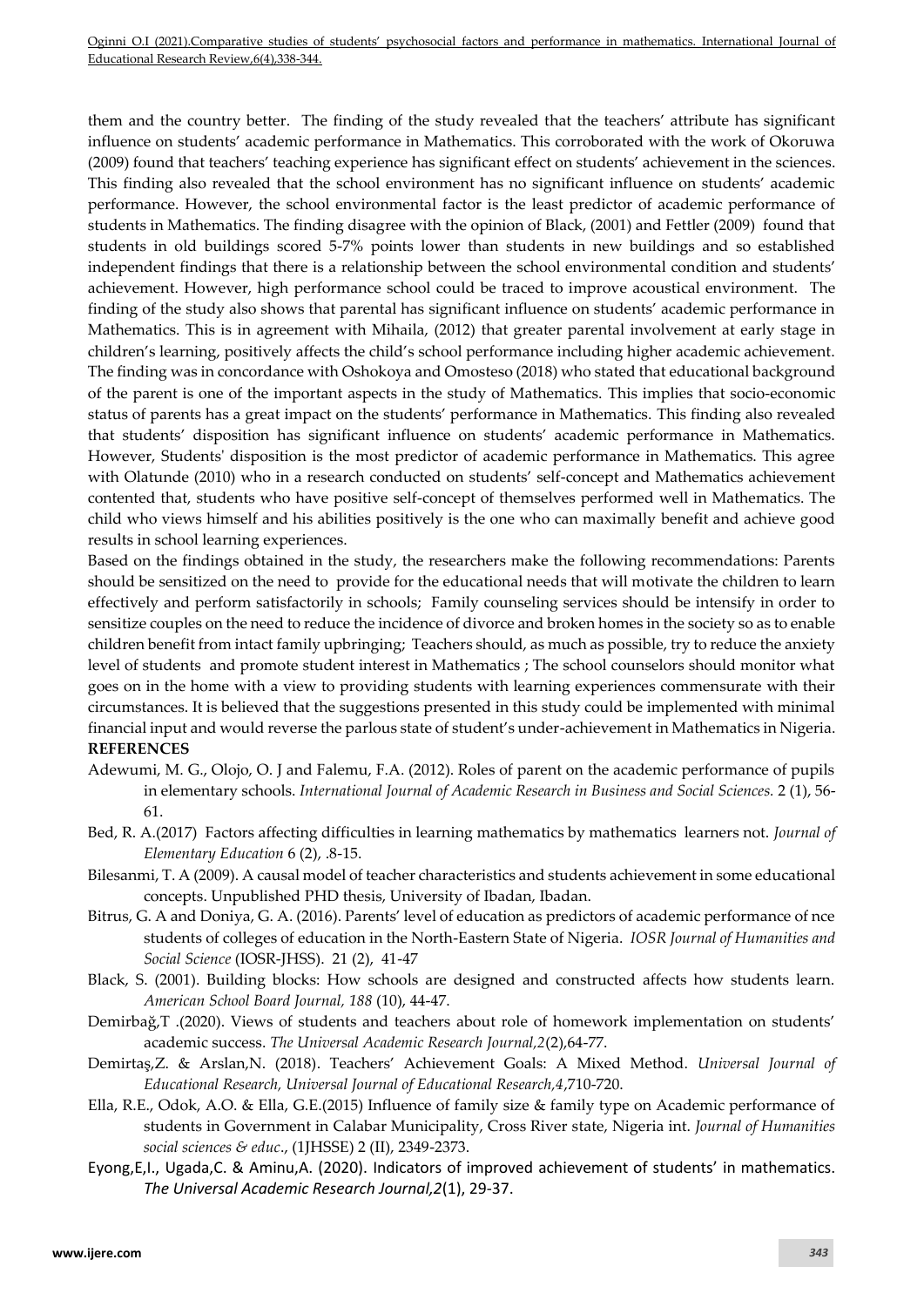them and the country better. The finding of the study revealed that the teachers' attribute has significant influence on students' academic performance in Mathematics. This corroborated with the work of Okoruwa (2009) found that teachers' teaching experience has significant effect on students' achievement in the sciences. This finding also revealed that the school environment has no significant influence on students' academic performance. However, the school environmental factor is the least predictor of academic performance of students in Mathematics. The finding disagree with the opinion of Black, (2001) and Fettler (2009) found that students in old buildings scored 5-7% points lower than students in new buildings and so established independent findings that there is a relationship between the school environmental condition and students' achievement. However, high performance school could be traced to improve acoustical environment. The finding of the study also shows that parental has significant influence on students' academic performance in Mathematics. This is in agreement with Mihaila, (2012) that greater parental involvement at early stage in children's learning, positively affects the child's school performance including higher academic achievement. The finding was in concordance with Oshokoya and Omosteso (2018) who stated that educational background of the parent is one of the important aspects in the study of Mathematics. This implies that socio-economic status of parents has a great impact on the students' performance in Mathematics. This finding also revealed that students' disposition has significant influence on students' academic performance in Mathematics. However, Students' disposition is the most predictor of academic performance in Mathematics. This agree with Olatunde (2010) who in a research conducted on students' self-concept and Mathematics achievement contented that, students who have positive self-concept of themselves performed well in Mathematics. The child who views himself and his abilities positively is the one who can maximally benefit and achieve good results in school learning experiences.

Based on the findings obtained in the study, the researchers make the following recommendations: Parents should be sensitized on the need to provide for the educational needs that will motivate the children to learn effectively and perform satisfactorily in schools; Family counseling services should be intensify in order to sensitize couples on the need to reduce the incidence of divorce and broken homes in the society so as to enable children benefit from intact family upbringing; Teachers should, as much as possible, try to reduce the anxiety level of students and promote student interest in Mathematics ; The school counselors should monitor what goes on in the home with a view to providing students with learning experiences commensurate with their circumstances. It is believed that the suggestions presented in this study could be implemented with minimal financial input and would reverse the parlous state of student's under-achievement in Mathematics in Nigeria.

**REFERENCES**

Adewumi, M. G., Olojo, O. J and Falemu, F.A. (2012). Roles of parent on the academic performance of pupils in elementary schools. *International Journal of Academic Research in Business and Social Sciences.* 2 (1), 56-61.

Bed, R. A.(2017) Factors affecting difficulties in learning mathematics by mathematics learners not. *Journal of Elementary Education* 6 (2), .8-15.

Bilesanmi, T. A (2009). A causal model of teacher characteristics and students achievement in some educational concepts. Unpublished PHD thesis, University of Ibadan, Ibadan.

Bitrus, G. A and Doniya, G. A. (2016). Parents' level of education as predictors of academic performance of nce students of colleges of education in the North-Eastern State of Nigeria. *IOSR Journal of Humanities and Social Science* (IOSR-JHSS). 21 (2), 41-47

Black, S. (2001). Building blocks: How schools are designed and constructed affects how students learn. *American School Board Journal, 188* (10), 44-47.

Demirbağ,T .(2020). Views of students and teachers about role of homework implementation on students' academic success. *The Universal Academic Research Journal,2*(2),64-77.

Demirtaş,Z. & Arslan,N. (2018). Teachers' Achievement Goals: A Mixed Method. *Universal Journal of Educational Research, Universal Journal of Educational Research,4*,710-720.

Ella, R.E., Odok, A.O. & Ella, G.E.(2015) Influence of family size & family type on Academic performance of students in Government in Calabar Municipality, Cross River state, Nigeria int. *Journal of Humanities social sciences & educ*., (1JHSSE) 2 (II), 2349-2373.

Eyong,E,I., Ugada,C. & Aminu,A. (2020). Indicators of improved achievement of students' in mathematics. *The Universal Academic Research Journal,2*(1), 29-37.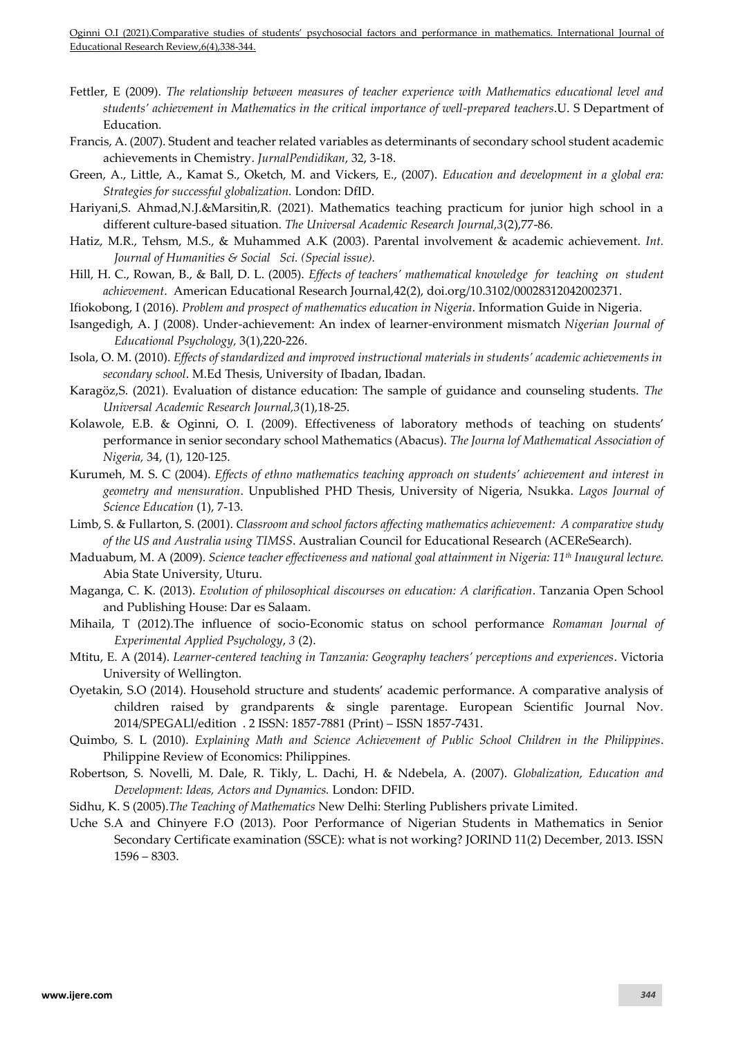Fettler, E (2009). *The relationship between measures of teacher experience with Mathematics educational level and students' achievement in Mathematics in the critical importance of well-prepared teachers*.U. S Department of Education.

Francis, A. (2007). Student and teacher related variables as determinants of secondary school student academic achievements in Chemistry. *JurnalPendidikan*, 32, 3-18.

Green, A., Little, A., Kamat S., Oketch, M. and Vickers, E., (2007). *Education and development in a global era: Strategies for successful globalization.* London: DfID.

Hariyani,S. Ahmad,N.J.&Marsitin,R. (2021). Mathematics teaching practicum for junior high school in a different culture-based situation. *The Universal Academic Research Journal,3*(2),77-86.

Hatiz, M.R., Tehsm, M.S., & Muhammed A.K (2003). Parental involvement & academic achievement. *Int. Journal of Humanities & Social Sci. (Special issue).*

Hill, H. C., Rowan, B., & Ball, D. L. (2005). *Effects of teachers' mathematical knowledge for teaching on student achievement*. American Educational Research Journal,42(2), doi.org/10.3102/00028312042002371.

Ifiokobong, I (2016). *Problem and prospect of mathematics education in Nigeria*. Information Guide in Nigeria.

Isangedigh, A. J (2008). Under-achievement: An index of learner-environment mismatch *Nigerian Journal of Educational Psychology,* 3(1),220-226.

Isola, O. M. (2010). *Effects of standardized and improved instructional materials in students' academic achievements in secondary school*. M.Ed Thesis, University of Ibadan, Ibadan.

Karagöz,S. (2021). Evaluation of distance education: The sample of guidance and counseling students. *The Universal Academic Research Journal,3*(1),18-25.

Kolawole, E.B. & Oginni, O. I. (2009). Effectiveness of laboratory methods of teaching on students' performance in senior secondary school Mathematics (Abacus). *The Journa lof Mathematical Association of Nigeria,* 34, (1), 120-125.

Kurumeh, M. S. C (2004). *Effects of ethno mathematics teaching approach on students' achievement and interest in geometry and mensuration*. Unpublished PHD Thesis, University of Nigeria, Nsukka. *Lagos Journal of Science Education* (1), 7-13.

Limb, S. & Fullarton, S. (2001). *Classroom and school factors affecting mathematics achievement: A comparative study of the US and Australia using TIMSS*. Australian Council for Educational Research (ACEReSearch).

Maduabum, M. A (2009). *Science teacher effectiveness and national goal attainment in Nigeria: 11th Inaugural lecture.* Abia State University, Uturu.

Maganga, C. K. (2013). *Evolution of philosophical discourses on education: A clarification*. Tanzania Open School and Publishing House: Dar es Salaam.

Mihaila, T (2012).The influence of socio-Economic status on school performance *Romaman Journal of Experimental Applied Psychology*, *3* (2).

Mtitu, E. A (2014). *Learner-centered teaching in Tanzania: Geography teachers' perceptions and experiences*. Victoria University of Wellington.

Oyetakin, S.O (2014). Household structure and students' academic performance. A comparative analysis of children raised by grandparents & single parentage. European Scientific Journal Nov. 2014/SPEGALl/edition . 2 ISSN: 1857-7881 (Print) – ISSN 1857-7431.

Quimbo, S. L (2010). *Explaining Math and Science Achievement of Public School Children in the Philippines*. Philippine Review of Economics: Philippines.

Robertson, S. Novelli, M. Dale, R. Tikly, L. Dachi, H. & Ndebela, A. (2007). *Globalization, Education and Development: Ideas, Actors and Dynamics.* London: DFID.

Sidhu, K. S (2005).*The Teaching of Mathematics* New Delhi: Sterling Publishers private Limited.

Uche S.A and Chinyere F.O (2013). Poor Performance of Nigerian Students in Mathematics in Senior Secondary Certificate examination (SSCE): what is not working? JORIND 11(2) December, 2013. ISSN 1596 – 8303.